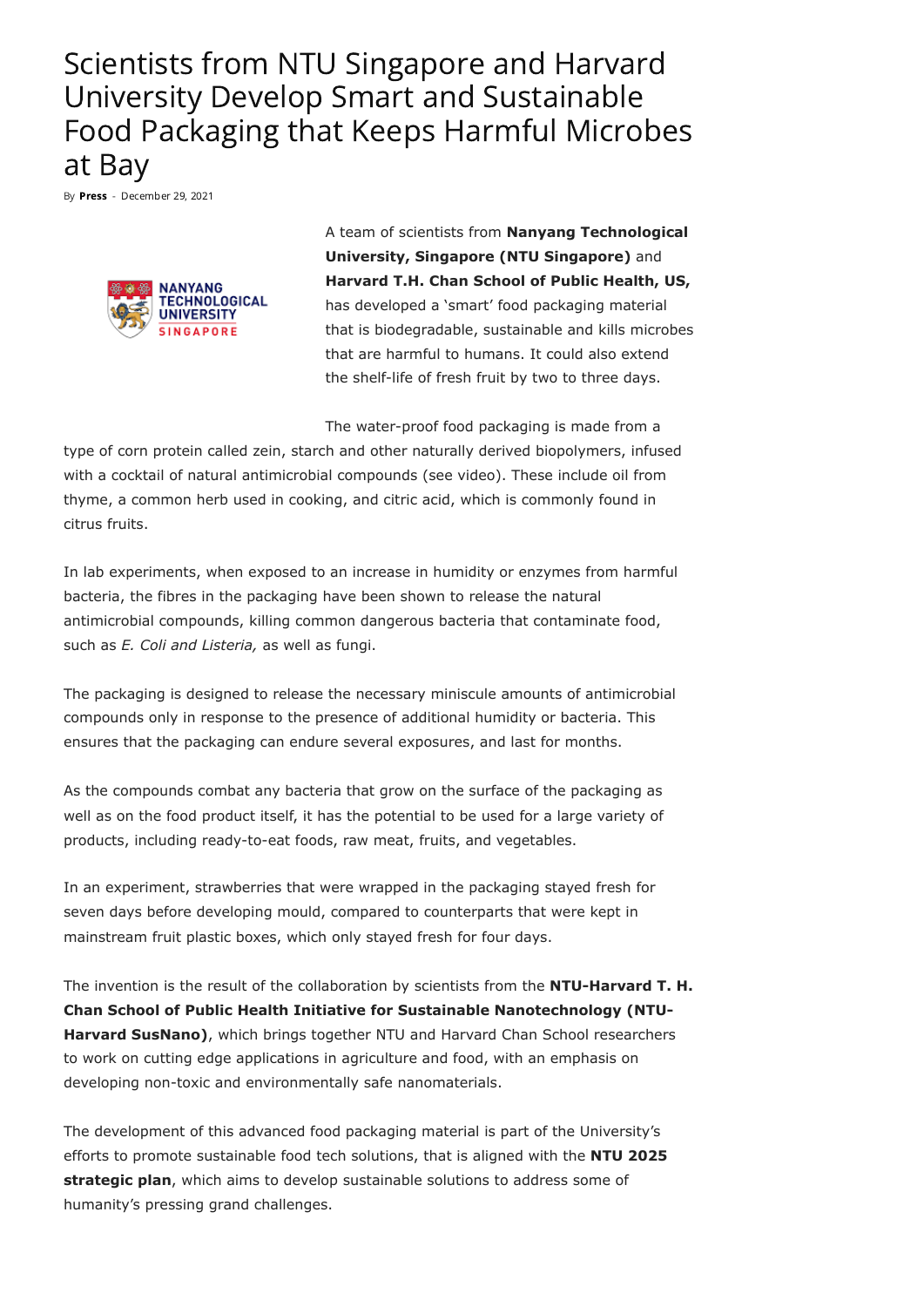# Scientists from NTU Singapore and Harvard University Develop Smart and Sustainable Food Packaging that Keeps Harmful Microbes at Bay

By **Press** - December 29, 2021

A team of scientists from **Nanyang Technological University, Singapore (NTU Singapore)** and **Harvard T.H. Chan School of Public Health, US,** has developed a 'smart' food packaging material that is biodegradable, sustainable and kills microbes that are harmful to humans. It could also extend the shelf-life of fresh fruit by two to three days.

The water-proof food packaging is made from a type of corn protein called zein, starch and other naturally derived biopolymers, infused with a cocktail of natural antimicrobial compounds (see video). These include oil from thyme, a common herb used in cooking, and citric acid, which is commonly found in citrus fruits.

In lab experiments, when exposed to an increase in humidity or enzymes from harmful bacteria, the fibres in the packaging have been shown to release the natural antimicrobial compounds, killing common dangerous bacteria that contaminate food, such as *E. Coli and Listeria,* as well as fungi.

The packaging is designed to release the necessary miniscule amounts of antimicrobial compounds only in response to the presence of additional humidity or bacteria. This ensures that the packaging can endure several exposures, and last for months.

As the compounds combat any bacteria that grow on the surface of the packaging as well as on the food product itself, it has the potential to be used for a large variety of products, including ready-to-eat foods, raw meat, fruits, and vegetables.

In an experiment, strawberries that were wrapped in the packaging stayed fresh for seven days before developing mould, compared to counterparts that were kept in mainstream fruit plastic boxes, which only stayed fresh for four days.

The invention is the result of the collaboration by scientists from the **NTU-Harvard T. H. Chan School of Public Health Initiative for Sustainable Nanotechnology (NTU-Harvard SusNano)**, which brings together NTU and Harvard Chan School researchers to work on cutting edge applications in agriculture and food, with an emphasis on developing non-toxic and environmentally safe nanomaterials.

The development of this advanced food packaging material is part of the University's efforts to promote sustainable food tech solutions, that is aligned with the **NTU 2025 strategic plan**, which aims to develop sustainable solutions to address some of humanity's pressing grand challenges.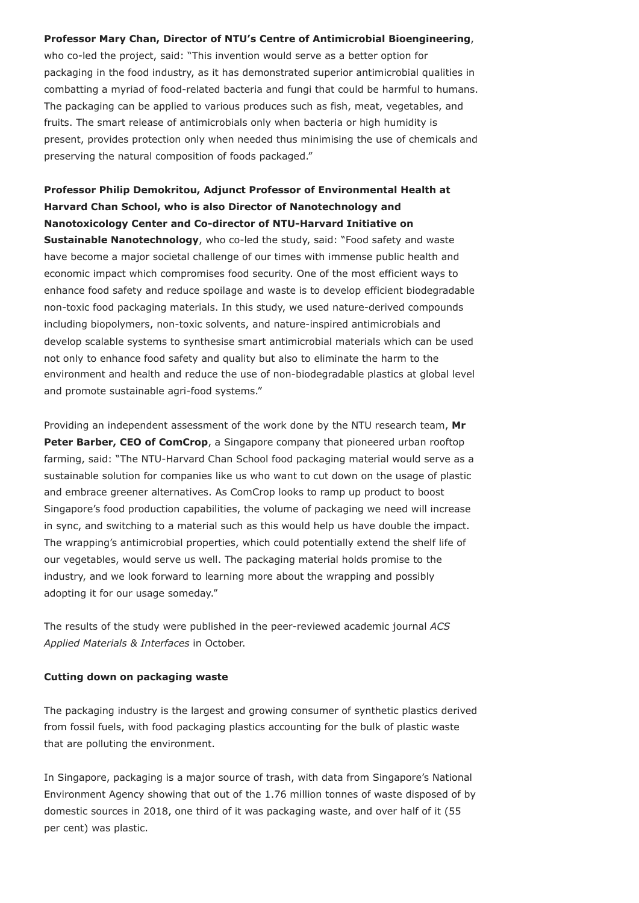**Professor Mary Chan, Director of NTU's Centre of Antimicrobial Bioengineering**, who co-led the project, said: "This invention would serve as a better option for packaging in the food industry, as it has demonstrated superior antimicrobial qualities in combatting a myriad of food-related bacteria and fungi that could be harmful to humans. The packaging can be applied to various produces such as fish, meat, vegetables, and fruits. The smart release of antimicrobials only when bacteria or high humidity is present, provides protection only when needed thus minimising the use of chemicals and preserving the natural composition of foods packaged."

**Professor Philip Demokritou, Adjunct Professor of Environmental Health at Harvard Chan School, who is also Director of Nanotechnology and Nanotoxicology Center and Co-director of NTU-Harvard Initiative on Sustainable Nanotechnology**, who co-led the study, said: "Food safety and waste have become a major societal challenge of our times with immense public health and economic impact which compromises food security. One of the most efficient ways to enhance food safety and reduce spoilage and waste is to develop efficient biodegradable non-toxic food packaging materials. In this study, we used nature-derived compounds including biopolymers, non-toxic solvents, and nature-inspired antimicrobials and develop scalable systems to synthesise smart antimicrobial materials which can be used not only to enhance food safety and quality but also to eliminate the harm to the environment and health and reduce the use of non-biodegradable plastics at global level and promote sustainable agri-food systems."

Providing an independent assessment of the work done by the NTU research team, **Mr Peter Barber, CEO of ComCrop**, a Singapore company that pioneered urban rooftop farming, said: "The NTU-Harvard Chan School food packaging material would serve as a sustainable solution for companies like us who want to cut down on the usage of plastic and embrace greener alternatives. As ComCrop looks to ramp up product to boost Singapore's food production capabilities, the volume of packaging we need will increase in sync, and switching to a material such as this would help us have double the impact. The wrapping's antimicrobial properties, which could potentially extend the shelf life of our vegetables, would serve us well. The packaging material holds promise to the industry, and we look forward to learning more about the wrapping and possibly adopting it for our usage someday."

The results of the study were published in the peer-reviewed academic journal *ACS Applied Materials & Interfaces* in October.

**Cutting down on packaging waste**

The packaging industry is the largest and growing consumer of synthetic plastics derived from fossil fuels, with food packaging plastics accounting for the bulk of plastic waste that are polluting the environment.

In Singapore, packaging is a major source of trash, with data from Singapore's National Environment Agency showing that out of the 1.76 million tonnes of waste disposed of by domestic sources in 2018, one third of it was packaging waste, and over half of it (55 per cent) was plastic.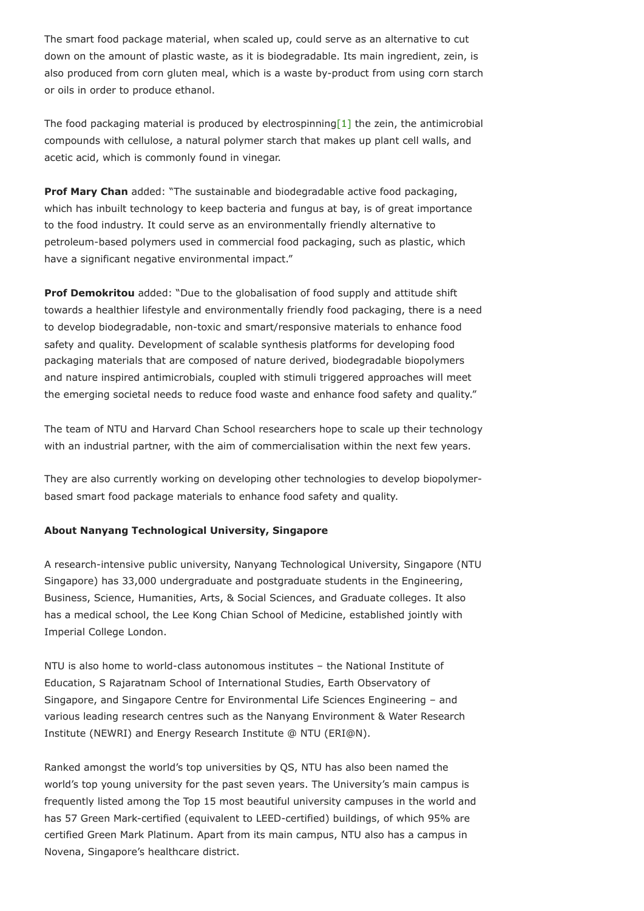The smart food package material, when scaled up, could serve as an alternative to cut down on the amount of plastic waste, as it is biodegradable. Its main ingredient, zein, is also produced from corn gluten meal, which is a waste by-product from using corn starch or oils in order to produce ethanol.

The food packaging material is produced by electrospinning[1] the zein, the antimicrobial compounds with cellulose, a natural polymer starch that makes up plant cell walls, and acetic acid, which is commonly found in vinegar.

**Prof Mary Chan** added: "The sustainable and biodegradable active food packaging, which has inbuilt technology to keep bacteria and fungus at bay, is of great importance to the food industry. It could serve as an environmentally friendly alternative to petroleum-based polymers used in commercial food packaging, such as plastic, which have a significant negative environmental impact."

**Prof Demokritou** added: "Due to the globalisation of food supply and attitude shift towards a healthier lifestyle and environmentally friendly food packaging, there is a need to develop biodegradable, non-toxic and smart/responsive materials to enhance food safety and quality. Development of scalable synthesis platforms for developing food packaging materials that are composed of nature derived, biodegradable biopolymers and nature inspired antimicrobials, coupled with stimuli triggered approaches will meet the emerging societal needs to reduce food waste and enhance food safety and quality."

The team of NTU and Harvard Chan School researchers hope to scale up their technology with an industrial partner, with the aim of commercialisation within the next few years.

They are also currently working on developing other technologies to develop biopolymer-based smart food package materials to enhance food safety and quality.

**About Nanyang Technological University, Singapore**

A research-intensive public university, Nanyang Technological University, Singapore (NTU Singapore) has 33,000 undergraduate and postgraduate students in the Engineering, Business, Science, Humanities, Arts, & Social Sciences, and Graduate colleges. It also has a medical school, the Lee Kong Chian School of Medicine, established jointly with Imperial College London.

NTU is also home to world-class autonomous institutes – the National Institute of Education, S Rajaratnam School of International Studies, Earth Observatory of Singapore, and Singapore Centre for Environmental Life Sciences Engineering – and various leading research centres such as the Nanyang Environment & Water Research Institute (NEWRI) and Energy Research Institute @ NTU (ERI@N).

Ranked amongst the world's top universities by QS, NTU has also been named the world's top young university for the past seven years. The University's main campus is frequently listed among the Top 15 most beautiful university campuses in the world and has 57 Green Mark-certified (equivalent to LEED-certified) buildings, of which 95% are certified Green Mark Platinum. Apart from its main campus, NTU also has a campus in Novena, Singapore's healthcare district.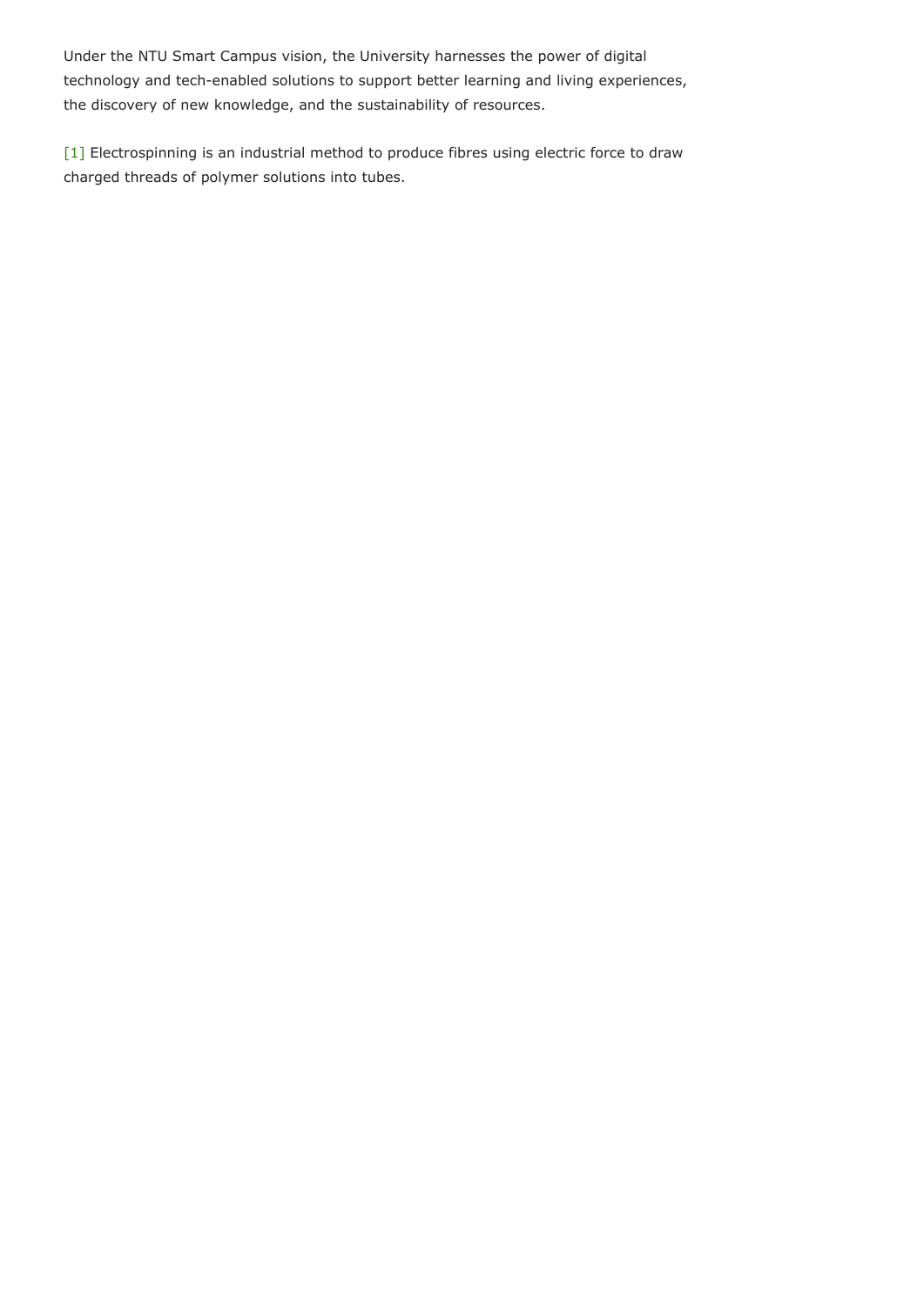Under the NTU Smart Campus vision, the University harnesses the power of digital technology and tech-enabled solutions to support better learning and living experiences, the discovery of new knowledge, and the sustainability of resources.

[1] Electrospinning is an industrial method to produce fibres using electric force to draw charged threads of polymer solutions into tubes.